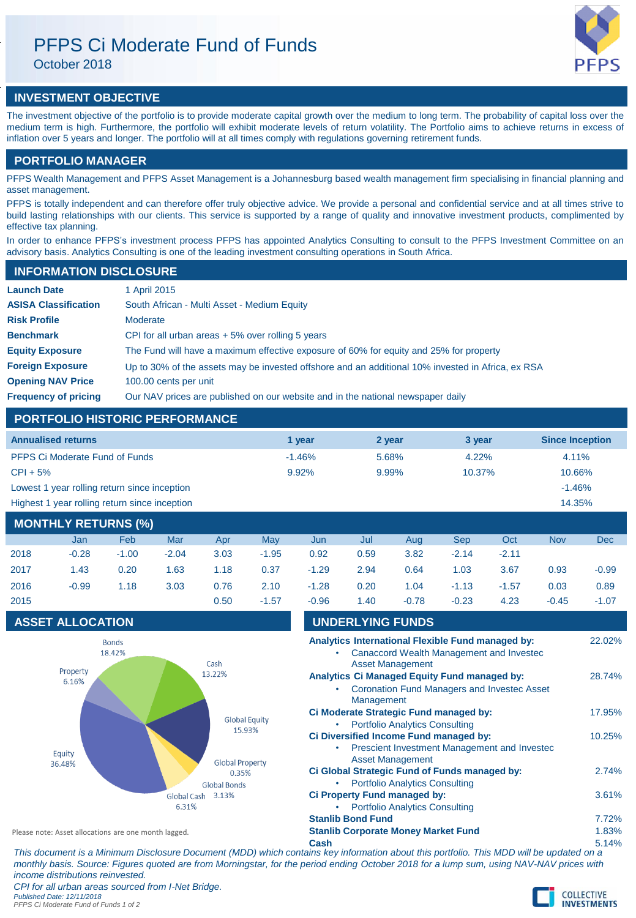# PFPS Ci Moderate Fund of Funds

October 2018

## INVESTMENT OBJECTIVE

The investment objective of the portfolio is to provide moderate capital growth over the medium to long term. The probability of capital loss over the medium term is high. Furthermore, the portfolio will exhibit moderate levels of return volatility. The Portfolio aims to achieve returns in excess of inflation over 5 years and longer. The portfolio will at all times comply with regulations governing retirement funds.

## PORTFOLIO MANAGER

PFPS Wealth Management and PFPS Asset Management is a Johannesburg based wealth management firm specialising in financial planning and asset management.

PFPS is totally independent and can therefore offer truly objective advice. We provide a personal and confidential service and at all times strive to build lasting relationships with our clients. This service is supported by a range of quality and innovative investment products, complimented by effective tax planning.

In order to enhance PFPS's investment process PFPS has appointed Analytics Consulting to consult to the PFPS Investment Committee on an advisory basis. Analytics Consulting is one of the leading investment consulting operations in South Africa.

## INFORMATION DISCLOSURE

| | |
|---|---|
| **Launch Date** | 1 April 2015 |
| **ASISA Classification** | South African - Multi Asset - Medium Equity |
| **Risk Profile** | Moderate |
| **Benchmark** | CPI for all urban areas + 5% over rolling 5 years |
| **Equity Exposure** | The Fund will have a maximum effective exposure of 60% for equity and 25% for property |
| **Foreign Exposure** | Up to 30% of the assets may be invested offshore and an additional 10% invested in Africa, ex RSA |
| **Opening NAV Price** | 100.00 cents per unit |
| **Frequency of pricing** | Our NAV prices are published on our website and in the national newspaper daily |

## PORTFOLIO HISTORIC PERFORMANCE

| Annualised returns | 1 year | 2 year | 3 year | Since Inception |
|---|---|---|---|---|
| PFPS Ci Moderate Fund of Funds | -1.46% | 5.68% | 4.22% | 4.11% |
| CPI + 5% | 9.92% | 9.99% | 10.37% | 10.66% |
| Lowest 1 year rolling return since inception | | | | -1.46% |
| Highest 1 year rolling return since inception | | | | 14.35% |

## MONTHLY RETURNS (%)

| | Jan | Feb | Mar | Apr | May | Jun | Jul | Aug | Sep | Oct | Nov | Dec |
|---|---|---|---|---|---|---|---|---|---|---|---|---|
| 2018 | -0.28 | -1.00 | -2.04 | 3.03 | -1.95 | 0.92 | 0.59 | 3.82 | -2.14 | -2.11 | | |
| 2017 | 1.43 | 0.20 | 1.63 | 1.18 | 0.37 | -1.29 | 2.94 | 0.64 | 1.03 | 3.67 | 0.93 | -0.99 |
| 2016 | -0.99 | 1.18 | 3.03 | 0.76 | 2.10 | -1.28 | 0.20 | 1.04 | -1.13 | -1.57 | 0.03 | 0.89 |
| 2015 | | | | 0.50 | -1.57 | -0.96 | 1.40 | -0.78 | -0.23 | 4.23 | -0.45 | -1.07 |

## ASSET ALLOCATION

| Asset | % |
|---|---|
| Bonds | 18.42% |
| Cash | 13.22% |
| Global Equity | 15.93% |
| Global Property | 0.35% |
| Global Bonds | 3.13% |
| Global Cash | 6.31% |
| Equity | 36.48% |
| Property | 6.16% |

Please note: Asset allocations are one month lagged.

## UNDERLYING FUNDS

| Fund | % |
|---|---|
| **Analytics International Flexible Fund managed by:** | 22.02% |
| • Canaccord Wealth Management and Investec Asset Management | |
| **Analytics Ci Managed Equity Fund managed by:** | 28.74% |
| • Coronation Fund Managers and Investec Asset Management | |
| **Ci Moderate Strategic Fund managed by:** | 17.95% |
| • Portfolio Analytics Consulting | |
| **Ci Diversified Income Fund managed by:** | 10.25% |
| • Prescient Investment Management and Investec Asset Management | |
| **Ci Global Strategic Fund of Funds managed by:** | 2.74% |
| • Portfolio Analytics Consulting | |
| **Ci Property Fund managed by:** | 3.61% |
| • Portfolio Analytics Consulting | |
| **Stanlib Bond Fund** | 7.72% |
| **Stanlib Corporate Money Market Fund** | 1.83% |
| **Cash** | 5.14% |

*This document is a Minimum Disclosure Document (MDD) which contains key information about this portfolio. This MDD will be updated on a monthly basis. Source: Figures quoted are from Morningstar, for the period ending October 2018 for a lump sum, using NAV-NAV prices with income distributions reinvested.*

*CPI for all urban areas sourced from I-Net Bridge.*

*Published Date: 12/11/2018*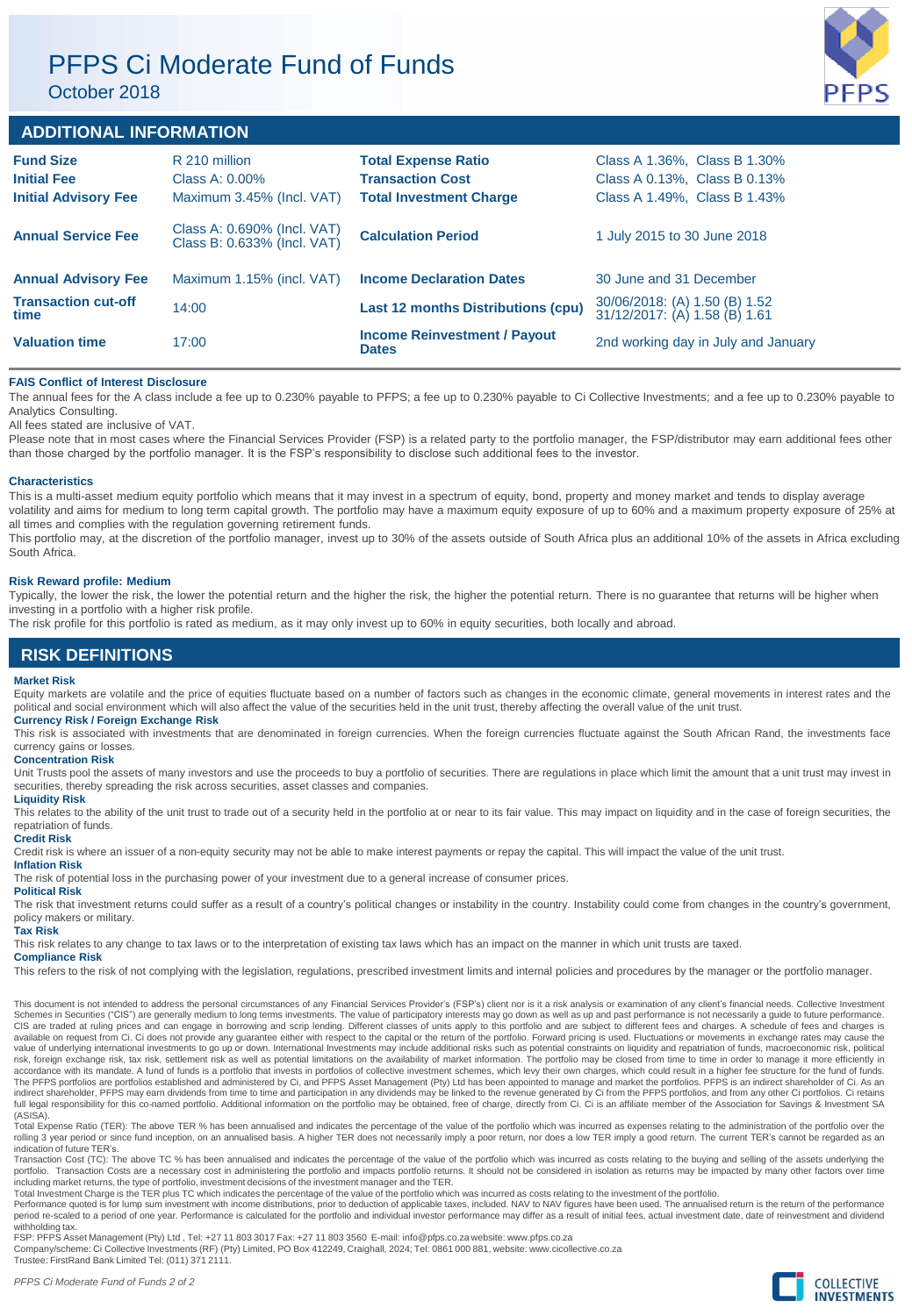# PFPS Ci Moderate Fund of Funds

October 2018

## ADDITIONAL INFORMATION

| | | | |
|---|---|---|---|
| **Fund Size** | R 210 million | **Total Expense Ratio** | Class A 1.36%, Class B 1.30% |
| **Initial Fee** | Class A: 0.00% | **Transaction Cost** | Class A 0.13%, Class B 0.13% |
| **Initial Advisory Fee** | Maximum 3.45% (Incl. VAT) | **Total Investment Charge** | Class A 1.49%, Class B 1.43% |
| **Annual Service Fee** | Class A: 0.690% (Incl. VAT) Class B: 0.633% (Incl. VAT) | **Calculation Period** | 1 July 2015 to 30 June 2018 |
| **Annual Advisory Fee** | Maximum 1.15% (incl. VAT) | **Income Declaration Dates** | 30 June and 31 December |
| **Transaction cut-off time** | 14:00 | **Last 12 months Distributions (cpu)** | 30/06/2018: (A) 1.50 (B) 1.52 31/12/2017: (A) 1.58 (B) 1.61 |
| **Valuation time** | 17:00 | **Income Reinvestment / Payout Dates** | 2nd working day in July and January |

### FAIS Conflict of Interest Disclosure

The annual fees for the A class include a fee up to 0.230% payable to PFPS; a fee up to 0.230% payable to Ci Collective Investments; and a fee up to 0.230% payable to Analytics Consulting.

All fees stated are inclusive of VAT.

Please note that in most cases where the Financial Services Provider (FSP) is a related party to the portfolio manager, the FSP/distributor may earn additional fees other than those charged by the portfolio manager. It is the FSP's responsibility to disclose such additional fees to the investor.

### Characteristics

This is a multi-asset medium equity portfolio which means that it may invest in a spectrum of equity, bond, property and money market and tends to display average volatility and aims for medium to long term capital growth. The portfolio may have a maximum equity exposure of up to 60% and a maximum property exposure of 25% at all times and complies with the regulation governing retirement funds.

This portfolio may, at the discretion of the portfolio manager, invest up to 30% of the assets outside of South Africa plus an additional 10% of the assets in Africa excluding South Africa.

### Risk Reward profile: Medium

Typically, the lower the risk, the lower the potential return and the higher the risk, the higher the potential return. There is no guarantee that returns will be higher when investing in a portfolio with a higher risk profile.

The risk profile for this portfolio is rated as medium, as it may only invest up to 60% in equity securities, both locally and abroad.

## RISK DEFINITIONS

**Market Risk**

Equity markets are volatile and the price of equities fluctuate based on a number of factors such as changes in the economic climate, general movements in interest rates and the political and social environment which will also affect the value of the securities held in the unit trust, thereby affecting the overall value of the unit trust.

**Currency Risk / Foreign Exchange Risk**

This risk is associated with investments that are denominated in foreign currencies. When the foreign currencies fluctuate against the South African Rand, the investments face currency gains or losses.

**Concentration Risk**

Unit Trusts pool the assets of many investors and use the proceeds to buy a portfolio of securities. There are regulations in place which limit the amount that a unit trust may invest in securities, thereby spreading the risk across securities, asset classes and companies.

**Liquidity Risk**

This relates to the ability of the unit trust to trade out of a security held in the portfolio at or near to its fair value. This may impact on liquidity and in the case of foreign securities, the repatriation of funds.

**Credit Risk**

Credit risk is where an issuer of a non-equity security may not be able to make interest payments or repay the capital. This will impact the value of the unit trust.

**Inflation Risk**

The risk of potential loss in the purchasing power of your investment due to a general increase of consumer prices.

**Political Risk**

The risk that investment returns could suffer as a result of a country's political changes or instability in the country. Instability could come from changes in the country's government, policy makers or military.

**Tax Risk**

This risk relates to any change to tax laws or to the interpretation of existing tax laws which has an impact on the manner in which unit trusts are taxed.

**Compliance Risk**

This refers to the risk of not complying with the legislation, regulations, prescribed investment limits and internal policies and procedures by the manager or the portfolio manager.

This document is not intended to address the personal circumstances of any Financial Services Provider's (FSP's) client nor is it a risk analysis or examination of any client's financial needs. Collective Investment Schemes in Securities ("CIS") are generally medium to long terms investments. The value of participatory interests may go down as well as up and past performance is not necessarily a guide to future performance. CIS are traded at ruling prices and can engage in borrowing and scrip lending. Different classes of units apply to this portfolio and are subject to different fees and charges. A schedule of fees and charges is available on request from Ci. Ci does not provide any guarantee either with respect to the capital or the return of the portfolio. Forward pricing is used. Fluctuations or movements in exchange rates may cause the value of underlying international investments to go up or down. International Investments may include additional risks such as potential constraints on liquidity and repatriation of funds, macroeconomic risk, political risk, foreign exchange risk, tax risk, settlement risk as well as potential limitations on the availability of market information. The portfolio may be closed from time to time in order to manage it more efficiently in accordance with its mandate. A fund of funds is a portfolio that invests in portfolios of collective investment schemes, which levy their own charges, which could result in a higher fee structure for the fund of funds. The PFPS portfolios are portfolios established and administered by Ci, and PFPS Asset Management (Pty) Ltd has been appointed to manage and market the portfolios. PFPS is an indirect shareholder of Ci. As an indirect shareholder, PFPS may earn dividends from time to time and participation in any dividends may be linked to the revenue generated by Ci from the PFPS portfolios, and from any other Ci portfolios. Ci retains full legal responsibility for this co-named portfolio. Additional information on the portfolio may be obtained, free of charge, directly from Ci. Ci is an affiliate member of the Association for Savings & Investment SA (ASISA).

Total Expense Ratio (TER): The above TER % has been annualised and indicates the percentage of the value of the portfolio which was incurred as expenses relating to the administration of the portfolio over the rolling 3 year period or since fund inception, on an annualised basis. A higher TER does not necessarily imply a poor return, nor does a low TER imply a good return. The current TER's cannot be regarded as an indication of future TER's.

Transaction Cost (TC): The above TC % has been annualised and indicates the percentage of the value of the portfolio which was incurred as costs relating to the buying and selling of the assets underlying the portfolio. Transaction Costs are a necessary cost in administering the portfolio and impacts portfolio returns. It should not be considered in isolation as returns may be impacted by many other factors over time including market returns, the type of portfolio, investment decisions of the investment manager and the TER.

Total Investment Charge is the TER plus TC which indicates the percentage of the value of the portfolio which was incurred as costs relating to the investment of the portfolio.

Performance quoted is for lump sum investment with income distributions, prior to deduction of applicable taxes, included. NAV to NAV figures have been used. The annualised return is the return of the performance period re-scaled to a period of one year. Performance is calculated for the portfolio and individual investor performance may differ as a result of initial fees, actual investment date, date of reinvestment and dividend withholding tax.

FSP: PFPS Asset Management (Pty) Ltd , Tel: +27 11 803 3017 Fax: +27 11 803 3560 E-mail: info@pfps.co.za website: www.pfps.co.za

Company/scheme: Ci Collective Investments (RF) (Pty) Limited, PO Box 412249, Craighall, 2024; Tel: 0861 000 881, website: www.cicollective.co.za

Trustee: FirstRand Bank Limited Tel: (011) 371 2111.